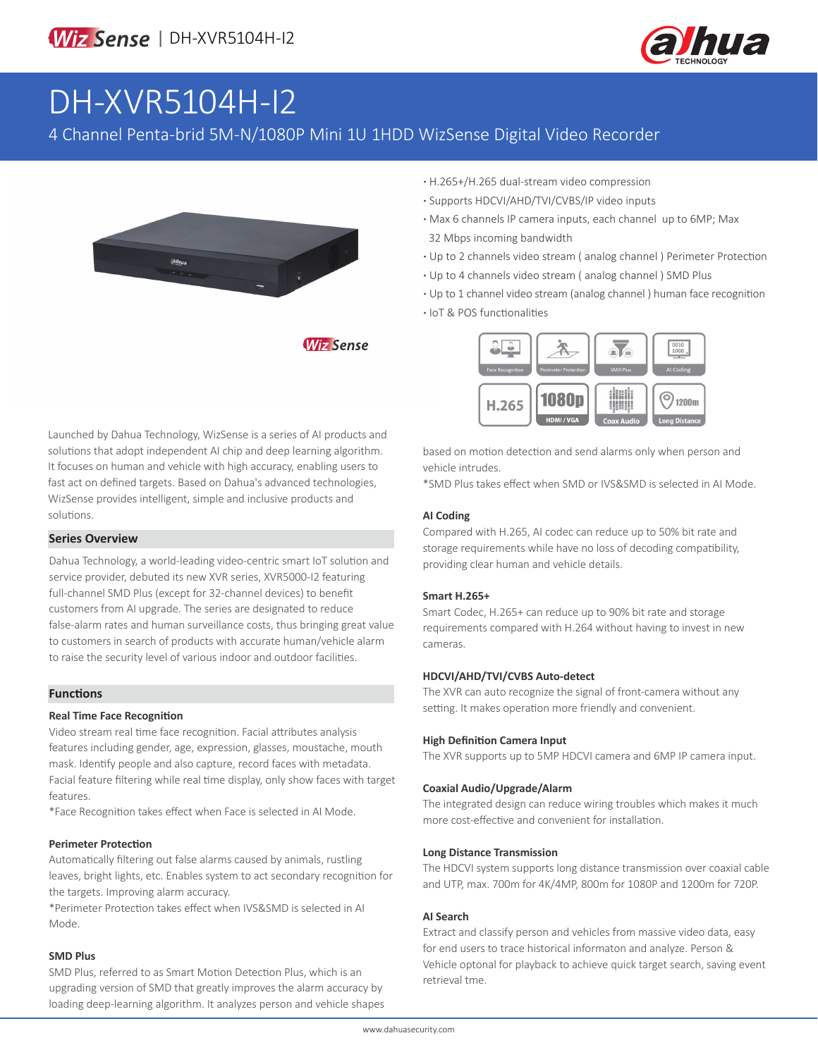# DH-XVR5104H-I2

4 Channel Penta-brid 5M-N/1080P Mini 1U 1HDD WizSense Digital Video Recorder

- H.265+/H.265 dual-stream video compression
- Supports HDCVI/AHD/TVI/CVBS/IP video inputs
- Max 6 channels IP camera inputs, each channel up to 6MP; Max 32 Mbps incoming bandwidth
- Up to 2 channels video stream ( analog channel ) Perimeter Protection
- Up to 4 channels video stream ( analog channel ) SMD Plus
- Up to 1 channel video stream (analog channel ) human face recognition
- IoT & POS functionalities

Launched by Dahua Technology, WizSense is a series of AI products and solutions that adopt independent AI chip and deep learning algorithm. It focuses on human and vehicle with high accuracy, enabling users to fast act on defined targets. Based on Dahua's advanced technologies, WizSense provides intelligent, simple and inclusive products and solutions.

## Series Overview

Dahua Technology, a world-leading video-centric smart IoT solution and service provider, debuted its new XVR series, XVR5000-I2 featuring full-channel SMD Plus (except for 32-channel devices) to benefit customers from AI upgrade. The series are designated to reduce false-alarm rates and human surveillance costs, thus bringing great value to customers in search of products with accurate human/vehicle alarm to raise the security level of various indoor and outdoor facilities.

## Functions

### Real Time Face Recognition

Video stream real time face recognition. Facial attributes analysis features including gender, age, expression, glasses, moustache, mouth mask. Identify people and also capture, record faces with metadata. Facial feature filtering while real time display, only show faces with target features.

*Face Recognition takes effect when Face is selected in AI Mode.

### Perimeter Protection

Automatically filtering out false alarms caused by animals, rustling leaves, bright lights, etc. Enables system to act secondary recognition for the targets. Improving alarm accuracy.

*Perimeter Protection takes effect when IVS&SMD is selected in AI Mode.

### SMD Plus

SMD Plus, referred to as Smart Motion Detection Plus, which is an upgrading version of SMD that greatly improves the alarm accuracy by loading deep-learning algorithm. It analyzes person and vehicle shapes based on motion detection and send alarms only when person and vehicle intrudes.

*SMD Plus takes effect when SMD or IVS&SMD is selected in AI Mode.

### AI Coding

Compared with H.265, AI codec can reduce up to 50% bit rate and storage requirements while have no loss of decoding compatibility, providing clear human and vehicle details.

### Smart H.265+

Smart Codec, H.265+ can reduce up to 90% bit rate and storage requirements compared with H.264 without having to invest in new cameras.

### HDCVI/AHD/TVI/CVBS Auto-detect

The XVR can auto recognize the signal of front-camera without any setting. It makes operation more friendly and convenient.

### High Definition Camera Input

The XVR supports up to 5MP HDCVI camera and 6MP IP camera input.

### Coaxial Audio/Upgrade/Alarm

The integrated design can reduce wiring troubles which makes it much more cost-effective and convenient for installation.

### Long Distance Transmission

The HDCVI system supports long distance transmission over coaxial cable and UTP, max. 700m for 4K/4MP, 800m for 1080P and 1200m for 720P.

### AI Search

Extract and classify person and vehicles from massive video data, easy for end users to trace historical informaton and analyze. Person & Vehicle optonal for playback to achieve quick target search, saving event retrieval tme.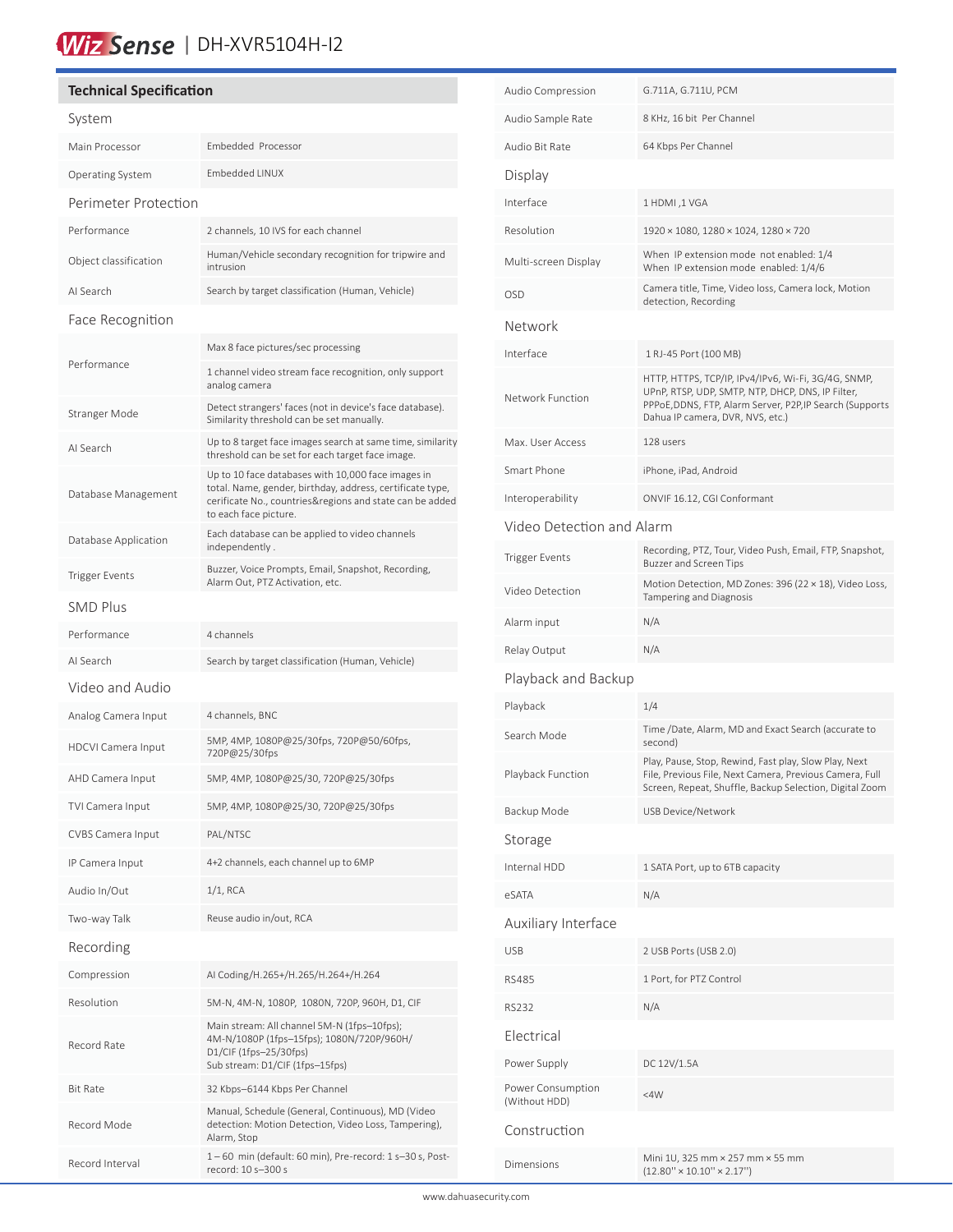WizSense | DH-XVR5104H-I2

## Technical Specification

### System

| | |
|---|---|
| Main Processor | Embedded Processor |
| Operating System | Embedded LINUX |

### Perimeter Protection

| | |
|---|---|
| Performance | 2 channels, 10 IVS for each channel |
| Object classification | Human/Vehicle secondary recognition for tripwire and intrusion |
| AI Search | Search by target classification (Human, Vehicle) |

### Face Recognition

| | |
|---|---|
| Performance | Max 8 face pictures/sec processing<br>1 channel video stream face recognition, only support analog camera |
| Stranger Mode | Detect strangers' faces (not in device's face database). Similarity threshold can be set manually. |
| AI Search | Up to 8 target face images search at same time, similarity threshold can be set for each target face image. |
| Database Management | Up to 10 face databases with 10,000 face images in total. Name, gender, birthday, address, certificate type, cerificate No., countries&regions and state can be added to each face picture. |
| Database Application | Each database can be applied to video channels independently . |
| Trigger Events | Buzzer, Voice Prompts, Email, Snapshot, Recording, Alarm Out, PTZ Activation, etc. |

### SMD Plus

| | |
|---|---|
| Performance | 4 channels |
| AI Search | Search by target classification (Human, Vehicle) |

### Video and Audio

| | |
|---|---|
| Analog Camera Input | 4 channels, BNC |
| HDCVI Camera Input | 5MP, 4MP, 1080P@25/30fps, 720P@50/60fps, 720P@25/30fps |
| AHD Camera Input | 5MP, 4MP, 1080P@25/30, 720P@25/30fps |
| TVI Camera Input | 5MP, 4MP, 1080P@25/30, 720P@25/30fps |
| CVBS Camera Input | PAL/NTSC |
| IP Camera Input | 4+2 channels, each channel up to 6MP |
| Audio In/Out | 1/1, RCA |
| Two-way Talk | Reuse audio in/out, RCA |

### Recording

| | |
|---|---|
| Compression | AI Coding/H.265+/H.265/H.264+/H.264 |
| Resolution | 5M-N, 4M-N, 1080P, 1080N, 720P, 960H, D1, CIF |
| Record Rate | Main stream: All channel 5M-N (1fps–10fps); 4M-N/1080P (1fps–15fps); 1080N/720P/960H/D1/CIF (1fps–25/30fps)<br>Sub stream: D1/CIF (1fps–15fps) |
| Bit Rate | 32 Kbps–6144 Kbps Per Channel |
| Record Mode | Manual, Schedule (General, Continuous), MD (Video detection: Motion Detection, Video Loss, Tampering), Alarm, Stop |
| Record Interval | 1 – 60 min (default: 60 min), Pre-record: 1 s–30 s, Post-record: 10 s–300 s |
| Audio Compression | G.711A, G.711U, PCM |
| Audio Sample Rate | 8 KHz, 16 bit Per Channel |
| Audio Bit Rate | 64 Kbps Per Channel |

### Display

| | |
|---|---|
| Interface | 1 HDMI ,1 VGA |
| Resolution | 1920 × 1080, 1280 × 1024, 1280 × 720 |
| Multi-screen Display | When IP extension mode not enabled: 1/4<br>When IP extension mode enabled: 1/4/6 |
| OSD | Camera title, Time, Video loss, Camera lock, Motion detection, Recording |

### Network

| | |
|---|---|
| Interface | 1 RJ-45 Port (100 MB) |
| Network Function | HTTPS, HTTPS, TCP/IP, IPv4/IPv6, Wi-Fi, 3G/4G, SNMP, UPnP, RTSP, UDP, SMTP, NTP, DHCP, DNS, IP Filter, PPPoE,DDNS, FTP, Alarm Server, P2P,IP Search (Supports Dahua IP camera, DVR, NVS, etc.) |
| Max. User Access | 128 users |
| Smart Phone | iPhone, iPad, Android |
| Interoperability | ONVIF 16.12, CGI Conformant |

### Video Detection and Alarm

| | |
|---|---|
| Trigger Events | Recording, PTZ, Tour, Video Push, Email, FTP, Snapshot, Buzzer and Screen Tips |
| Video Detection | Motion Detection, MD Zones: 396 (22 × 18), Video Loss, Tampering and Diagnosis |
| Alarm input | N/A |
| Relay Output | N/A |

### Playback and Backup

| | |
|---|---|
| Playback | 1/4 |
| Search Mode | Time /Date, Alarm, MD and Exact Search (accurate to second) |
| Playback Function | Play, Pause, Stop, Rewind, Fast play, Slow Play, Next File, Previous File, Next Camera, Previous Camera, Full Screen, Repeat, Shuffle, Backup Selection, Digital Zoom |
| Backup Mode | USB Device/Network |

### Storage

| | |
|---|---|
| Internal HDD | 1 SATA Port, up to 6TB capacity |
| eSATA | N/A |

### Auxiliary Interface

| | |
|---|---|
| USB | 2 USB Ports (USB 2.0) |
| RS485 | 1 Port, for PTZ Control |
| RS232 | N/A |

### Electrical

| | |
|---|---|
| Power Supply | DC 12V/1.5A |
| Power Consumption (Without HDD) | <4W |

### Construction

| | |
|---|---|
| Dimensions | Mini 1U, 325 mm × 257 mm × 55 mm (12.80" × 10.10" × 2.17") |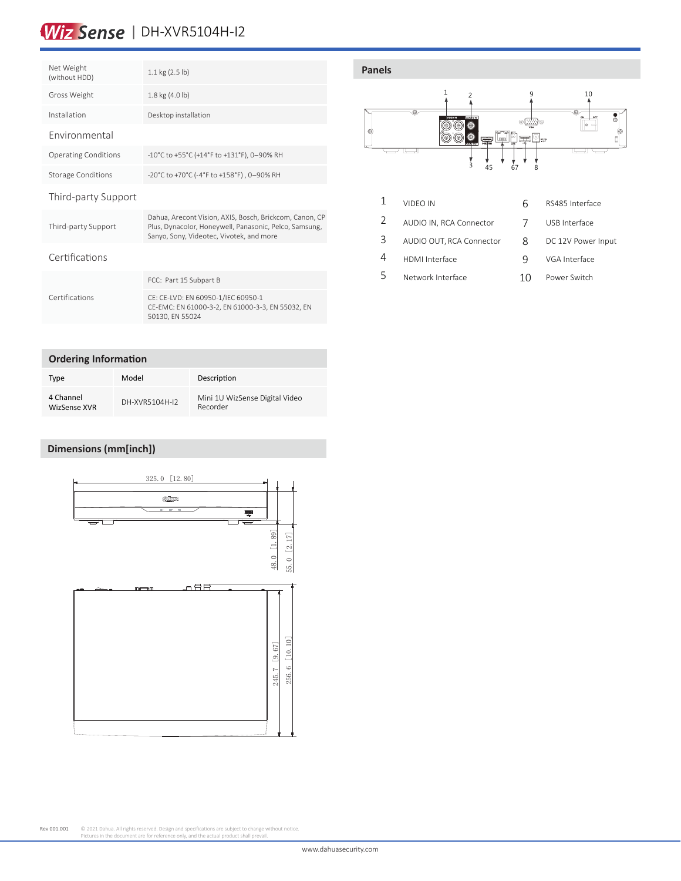# WizSense | DH-XVR5104H-I2

| | |
|---|---|
| Net Weight (without HDD) | 1.1 kg (2.5 lb) |
| Gross Weight | 1.8 kg (4.0 lb) |
| Installation | Desktop installation |

### Environmental

| | |
|---|---|
| Operating Conditions | -10°C to +55°C (+14°F to +131°F), 0–90% RH |
| Storage Conditions | -20°C to +70°C (-4°F to +158°F) , 0–90% RH |

### Third-party Support

| | |
|---|---|
| Third-party Support | Dahua, Arecont Vision, AXIS, Bosch, Brickcom, Canon, CP Plus, Dynacolor, Honeywell, Panasonic, Pelco, Samsung, Sanyo, Sony, Videotec, Vivotek, and more |

### Certifications

| | |
|---|---|
| Certifications | FCC: Part 15 Subpart B<br>CE: CE-LVD: EN 60950-1/IEC 60950-1<br>CE-EMC: EN 61000-3-2, EN 61000-3-3, EN 55032, EN 50130, EN 55024 |

## Ordering Information

| Type | Model | Description |
|---|---|---|
| 4 Channel WizSense XVR | DH-XVR5104H-I2 | Mini 1U WizSense Digital Video Recorder |

## Dimensions (mm[inch])

325.0 [12.80]

48.0 [1.89]

55.0 [2.17]

245.7 [9.67]

256.6 [10.10]

## Panels

| | | | |
|---|---|---|---|
| 1 | VIDEO IN | 6 | RS485 Interface |
| 2 | AUDIO IN, RCA Connector | 7 | USB Interface |
| 3 | AUDIO OUT, RCA Connector | 8 | DC 12V Power Input |
| 4 | HDMI Interface | 9 | VGA Interface |
| 5 | Network Interface | 10 | Power Switch |

Rev 001.001 © 2021 Dahua. All rights reserved. Design and specifications are subject to change without notice. Pictures in the document are for reference only, and the actual product shall prevail.

www.dahuasecurity.com